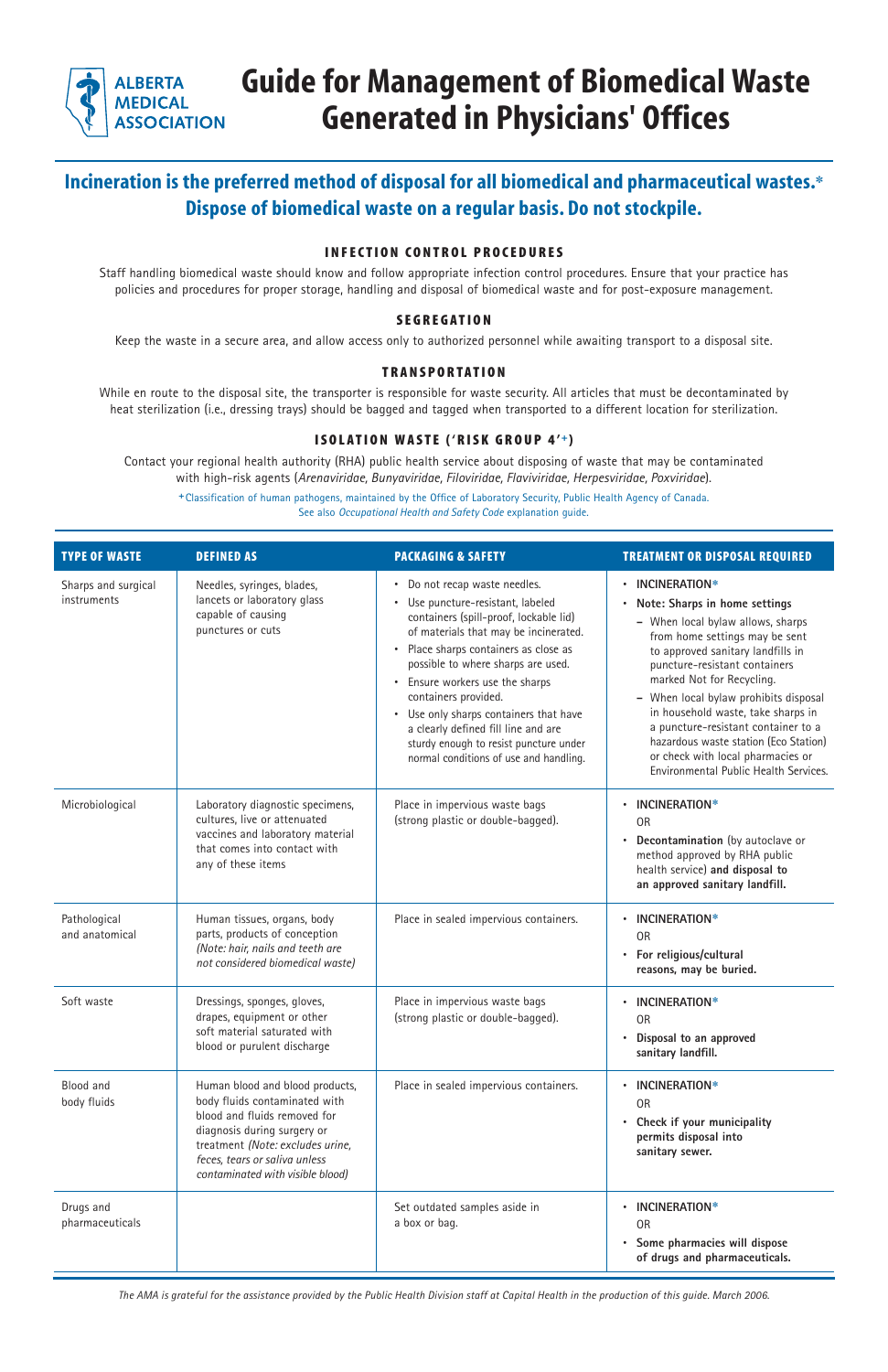ALBERTA MEDICAL ASSOCIATION

# Guide for Management of Biomedical Waste Generated in Physicians' Offices

## Incineration is the preferred method of disposal for all biomedical and pharmaceutical wastes.* Dispose of biomedical waste on a regular basis. Do not stockpile.

### INFECTION CONTROL PROCEDURES

Staff handling biomedical waste should know and follow appropriate infection control procedures. Ensure that your practice has policies and procedures for proper storage, handling and disposal of biomedical waste and for post-exposure management.

### SEGREGATION

Keep the waste in a secure area, and allow access only to authorized personnel while awaiting transport to a disposal site.

### TRANSPORTATION

While en route to the disposal site, the transporter is responsible for waste security. All articles that must be decontaminated by heat sterilization (i.e., dressing trays) should be bagged and tagged when transported to a different location for sterilization.

### ISOLATION WASTE ('RISK GROUP 4'+)

Contact your regional health authority (RHA) public health service about disposing of waste that may be contaminated with high-risk agents (*Arenaviridae, Bunyaviridae, Filoviridae, Flaviviridae, Herpesviridae, Poxviridae*).

+Classification of human pathogens, maintained by the Office of Laboratory Security, Public Health Agency of Canada.
See also *Occupational Health and Safety Code* explanation guide.

| TYPE OF WASTE | DEFINED AS | PACKAGING & SAFETY | TREATMENT OR DISPOSAL REQUIRED |
|---|---|---|---|
| Sharps and surgical instruments | Needles, syringes, blades, lancets or laboratory glass capable of causing punctures or cuts | • Do not recap waste needles.<br>• Use puncture-resistant, labeled containers (spill-proof, lockable lid) of materials that may be incinerated.<br>• Place sharps containers as close as possible to where sharps are used.<br>• Ensure workers use the sharps containers provided.<br>• Use only sharps containers that have a clearly defined fill line and are sturdy enough to resist puncture under normal conditions of use and handling. | • **INCINERATION***<br>• **Note: Sharps in home settings**<br>– When local bylaw allows, sharps from home settings may be sent to approved sanitary landfills in puncture-resistant containers marked Not for Recycling.<br>– When local bylaw prohibits disposal in household waste, take sharps in a puncture-resistant container to a hazardous waste station (Eco Station) or check with local pharmacies or Environmental Public Health Services. |
| Microbiological | Laboratory diagnostic specimens, cultures, live or attenuated vaccines and laboratory material that comes into contact with any of these items | Place in impervious waste bags (strong plastic or double-bagged). | • **INCINERATION***<br>OR<br>• **Decontamination** (by autoclave or method approved by RHA public health service) **and disposal to an approved sanitary landfill.** |
| Pathological and anatomical | Human tissues, organs, body parts, products of conception *(Note: hair, nails and teeth are not considered biomedical waste)* | Place in sealed impervious containers. | • **INCINERATION***<br>OR<br>• **For religious/cultural reasons, may be buried.** |
| Soft waste | Dressings, sponges, gloves, drapes, equipment or other soft material saturated with blood or purulent discharge | Place in impervious waste bags (strong plastic or double-bagged). | • **INCINERATION***<br>OR<br>• **Disposal to an approved sanitary landfill.** |
| Blood and body fluids | Human blood and blood products, body fluids contaminated with blood and fluids removed for diagnosis during surgery or treatment *(Note: excludes urine, feces, tears or saliva unless contaminated with visible blood)* | Place in sealed impervious containers. | • **INCINERATION***<br>OR<br>• **Check if your municipality permits disposal into sanitary sewer.** |
| Drugs and pharmaceuticals | | Set outdated samples aside in a box or bag. | • **INCINERATION***<br>OR<br>• **Some pharmacies will dispose of drugs and pharmaceuticals.** |

*The AMA is grateful for the assistance provided by the Public Health Division staff at Capital Health in the production of this guide. March 2006.*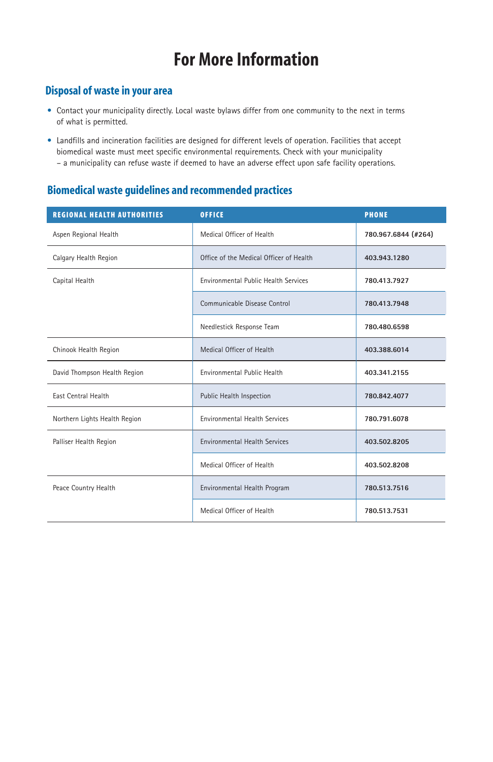# For More Information

## Disposal of waste in your area

- Contact your municipality directly. Local waste bylaws differ from one community to the next in terms of what is permitted.
- Landfills and incineration facilities are designed for different levels of operation. Facilities that accept biomedical waste must meet specific environmental requirements. Check with your municipality – a municipality can refuse waste if deemed to have an adverse effect upon safe facility operations.

## Biomedical waste guidelines and recommended practices

| REGIONAL HEALTH AUTHORITIES | OFFICE | PHONE |
|---|---|---|
| Aspen Regional Health | Medical Officer of Health | **780.967.6844 (#264)** |
| Calgary Health Region | Office of the Medical Officer of Health | **403.943.1280** |
| Capital Health | Environmental Public Health Services | **780.413.7927** |
| | Communicable Disease Control | **780.413.7948** |
| | Needlestick Response Team | **780.480.6598** |
| Chinook Health Region | Medical Officer of Health | **403.388.6014** |
| David Thompson Health Region | Environmental Public Health | **403.341.2155** |
| East Central Health | Public Health Inspection | **780.842.4077** |
| Northern Lights Health Region | Environmental Health Services | **780.791.6078** |
| Palliser Health Region | Environmental Health Services | **403.502.8205** |
| | Medical Officer of Health | **403.502.8208** |
| Peace Country Health | Environmental Health Program | **780.513.7516** |
| | Medical Officer of Health | **780.513.7531** |